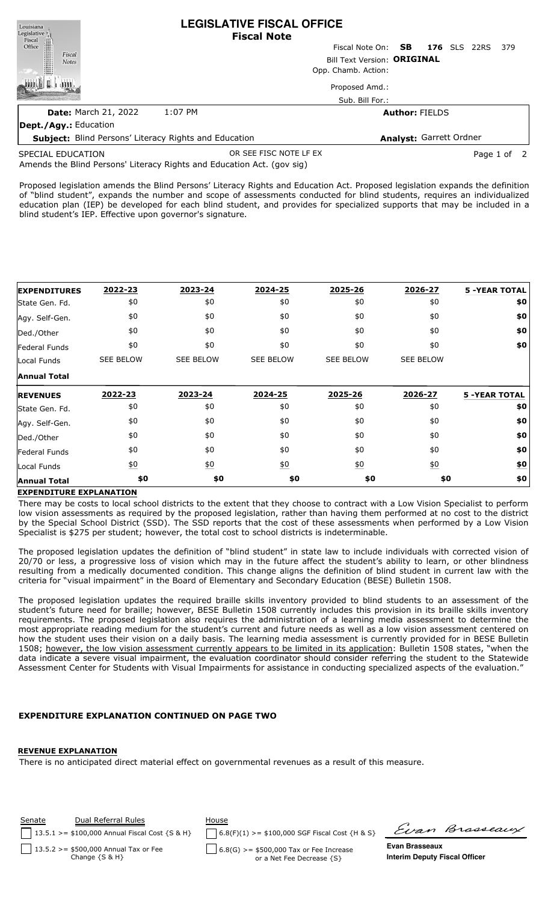# LEGISLATIVE FISCAL OFFICE
## Fiscal Note

Fiscal Note On: **SB 176** SLS 22RS 379

Bill Text Version: **ORIGINAL**

Opp. Chamb. Action:

Proposed Amd.:

Sub. Bill For.:

**Date:** March 21, 2022 1:07 PM

**Author:** FIELDS

**Dept./Agy.:** Education

**Subject:** Blind Persons' Literacy Rights and Education

**Analyst:** Garrett Ordner

SPECIAL EDUCATION OR SEE FISC NOTE LF EX

Amends the Blind Persons' Literacy Rights and Education Act. (gov sig)

Proposed legislation amends the Blind Persons' Literacy Rights and Education Act. Proposed legislation expands the definition of "blind student", expands the number and scope of assessments conducted for blind students, requires an individualized education plan (IEP) be developed for each blind student, and provides for specialized supports that may be included in a blind student's IEP. Effective upon governor's signature.

| EXPENDITURES | 2022-23 | 2023-24 | 2024-25 | 2025-26 | 2026-27 | 5 -YEAR TOTAL |
|---|---|---|---|---|---|---|
| State Gen. Fd. | $0 | $0 | $0 | $0 | $0 | $0 |
| Agy. Self-Gen. | $0 | $0 | $0 | $0 | $0 | $0 |
| Ded./Other | $0 | $0 | $0 | $0 | $0 | $0 |
| Federal Funds | $0 | $0 | $0 | $0 | $0 | $0 |
| Local Funds | SEE BELOW | SEE BELOW | SEE BELOW | SEE BELOW | SEE BELOW | |
| **Annual Total** | | | | | | |

| REVENUES | 2022-23 | 2023-24 | 2024-25 | 2025-26 | 2026-27 | 5 -YEAR TOTAL |
|---|---|---|---|---|---|---|
| State Gen. Fd. | $0 | $0 | $0 | $0 | $0 | $0 |
| Agy. Self-Gen. | $0 | $0 | $0 | $0 | $0 | $0 |
| Ded./Other | $0 | $0 | $0 | $0 | $0 | $0 |
| Federal Funds | $0 | $0 | $0 | $0 | $0 | $0 |
| Local Funds | $0 | $0 | $0 | $0 | $0 | $0 |
| **Annual Total** | $0 | $0 | $0 | $0 | $0 | $0 |

**EXPENDITURE EXPLANATION**

There may be costs to local school districts to the extent that they choose to contract with a Low Vision Specialist to perform low vision assessments as required by the proposed legislation, rather than having them performed at no cost to the district by the Special School District (SSD). The SSD reports that the cost of these assessments when performed by a Low Vision Specialist is $275 per student; however, the total cost to school districts is indeterminable.

The proposed legislation updates the definition of "blind student" in state law to include individuals with corrected vision of 20/70 or less, a progressive loss of vision which may in the future affect the student's ability to learn, or other blindness resulting from a medically documented condition. This change aligns the definition of blind student in current law with the criteria for "visual impairment" in the Board of Elementary and Secondary Education (BESE) Bulletin 1508.

The proposed legislation updates the required braille skills inventory provided to blind students to an assessment of the student's future need for braille; however, BESE Bulletin 1508 currently includes this provision in its braille skills inventory requirements. The proposed legislation also requires the administration of a learning media assessment to determine the most appropriate reading medium for the student's current and future needs as well as a low vision assessment centered on how the student uses their vision on a daily basis. The learning media assessment is currently provided for in BESE Bulletin 1508; however, the low vision assessment currently appears to be limited in its application: Bulletin 1508 states, "when the data indicate a severe visual impairment, the evaluation coordinator should consider referring the student to the Statewide Assessment Center for Students with Visual Impairments for assistance in conducting specialized aspects of the evaluation."

**EXPENDITURE EXPLANATION CONTINUED ON PAGE TWO**

**REVENUE EXPLANATION**

There is no anticipated direct material effect on governmental revenues as a result of this measure.

| Senate | Dual Referral Rules | House |
|---|---|---|
| | 13.5.1 >= $100,000 Annual Fiscal Cost {S & H} | 6.8(F)(1) >= $100,000 SGF Fiscal Cost {H & S} |
| | 13.5.2 >= $500,000 Annual Tax or Fee Change {S & H} | 6.8(G) >= $500,000 Tax or Fee Increase or a Net Fee Decrease {S} |

Evan Brasseaux

**Evan Brasseaux**
**Interim Deputy Fiscal Officer**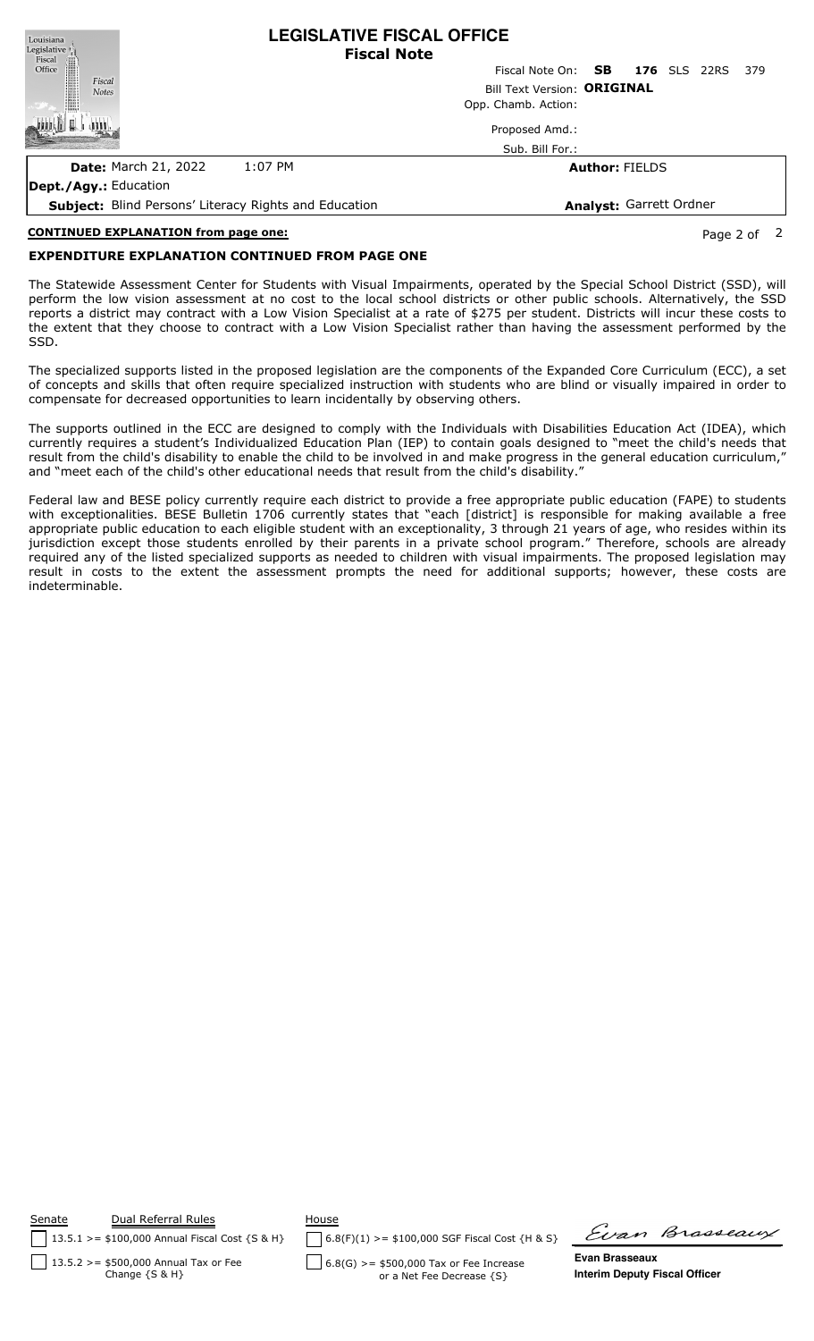# LEGISLATIVE FISCAL OFFICE
**Fiscal Note**

Fiscal Note On: **SB 176** SLS 22RS 379

Bill Text Version: **ORIGINAL**

Opp. Chamb. Action:

Proposed Amd.:

Sub. Bill For.:

**Date:** March 21, 2022 1:07 PM

**Author:** FIELDS

**Dept./Agy.:** Education

**Subject:** Blind Persons' Literacy Rights and Education

**Analyst:** Garrett Ordner

**CONTINUED EXPLANATION from page one:**

## EXPENDITURE EXPLANATION CONTINUED FROM PAGE ONE

The Statewide Assessment Center for Students with Visual Impairments, operated by the Special School District (SSD), will perform the low vision assessment at no cost to the local school districts or other public schools. Alternatively, the SSD reports a district may contract with a Low Vision Specialist at a rate of $275 per student. Districts will incur these costs to the extent that they choose to contract with a Low Vision Specialist rather than having the assessment performed by the SSD.

The specialized supports listed in the proposed legislation are the components of the Expanded Core Curriculum (ECC), a set of concepts and skills that often require specialized instruction with students who are blind or visually impaired in order to compensate for decreased opportunities to learn incidentally by observing others.

The supports outlined in the ECC are designed to comply with the Individuals with Disabilities Education Act (IDEA), which currently requires a student's Individualized Education Plan (IEP) to contain goals designed to "meet the child's needs that result from the child's disability to enable the child to be involved in and make progress in the general education curriculum," and "meet each of the child's other educational needs that result from the child's disability."

Federal law and BESE policy currently require each district to provide a free appropriate public education (FAPE) to students with exceptionalities. BESE Bulletin 1706 currently states that "each [district] is responsible for making available a free appropriate public education to each eligible student with an exceptionality, 3 through 21 years of age, who resides within its jurisdiction except those students enrolled by their parents in a private school program." Therefore, schools are already required any of the listed specialized supports as needed to children with visual impairments. The proposed legislation may result in costs to the extent the assessment prompts the need for additional supports; however, these costs are indeterminable.

| Senate | Dual Referral Rules | House |
|---|---|---|
| | ☐ 13.5.1 >= $100,000 Annual Fiscal Cost {S & H} | ☐ 6.8(F)(1) >= $100,000 SGF Fiscal Cost {H & S} |
| | ☐ 13.5.2 >= $500,000 Annual Tax or Fee Change {S & H} | ☐ 6.8(G) >= $500,000 Tax or Fee Increase or a Net Fee Decrease {S} |

**Evan Brasseaux**
**Interim Deputy Fiscal Officer**